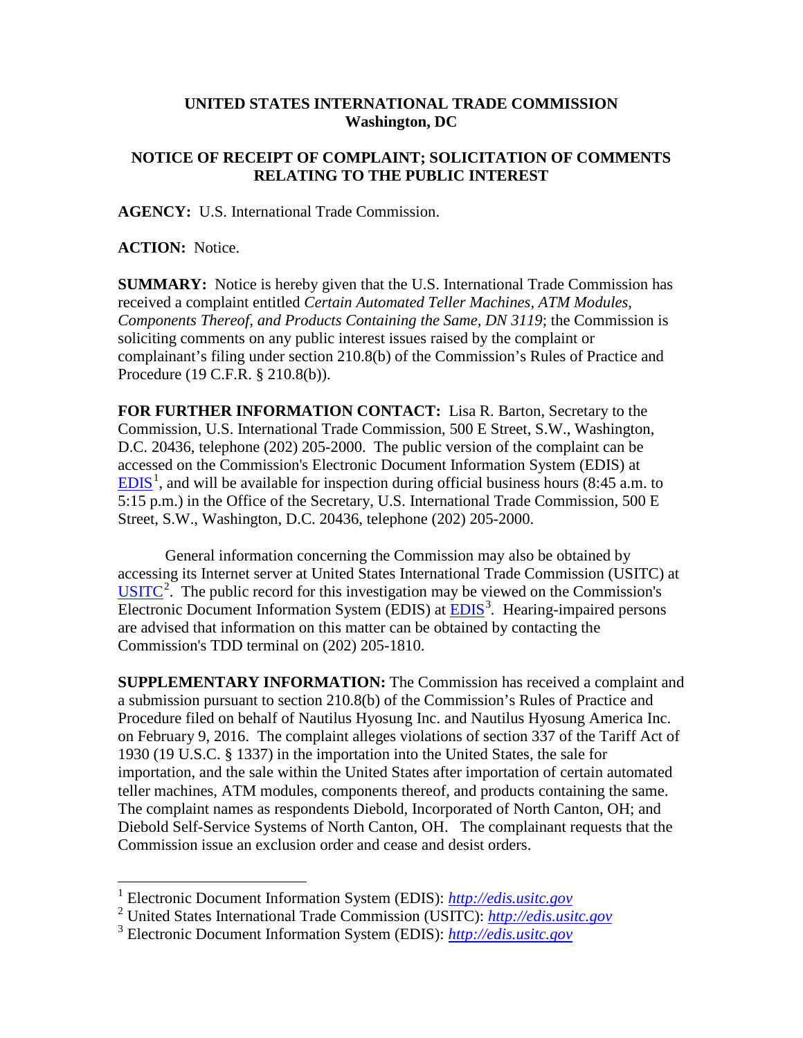**UNITED STATES INTERNATIONAL TRADE COMMISSION**
**Washington, DC**

**NOTICE OF RECEIPT OF COMPLAINT; SOLICITATION OF COMMENTS RELATING TO THE PUBLIC INTEREST**

**AGENCY:** U.S. International Trade Commission.

**ACTION:** Notice.

**SUMMARY:** Notice is hereby given that the U.S. International Trade Commission has received a complaint entitled *Certain Automated Teller Machines, ATM Modules, Components Thereof, and Products Containing the Same, DN 3119*; the Commission is soliciting comments on any public interest issues raised by the complaint or complainant's filing under section 210.8(b) of the Commission's Rules of Practice and Procedure (19 C.F.R. § 210.8(b)).

**FOR FURTHER INFORMATION CONTACT:** Lisa R. Barton, Secretary to the Commission, U.S. International Trade Commission, 500 E Street, S.W., Washington, D.C. 20436, telephone (202) 205-2000. The public version of the complaint can be accessed on the Commission's Electronic Document Information System (EDIS) at EDIS[1], and will be available for inspection during official business hours (8:45 a.m. to 5:15 p.m.) in the Office of the Secretary, U.S. International Trade Commission, 500 E Street, S.W., Washington, D.C. 20436, telephone (202) 205-2000.

General information concerning the Commission may also be obtained by accessing its Internet server at United States International Trade Commission (USITC) at USITC[2]. The public record for this investigation may be viewed on the Commission's Electronic Document Information System (EDIS) at EDIS[3]. Hearing-impaired persons are advised that information on this matter can be obtained by contacting the Commission's TDD terminal on (202) 205-1810.

**SUPPLEMENTARY INFORMATION:** The Commission has received a complaint and a submission pursuant to section 210.8(b) of the Commission's Rules of Practice and Procedure filed on behalf of Nautilus Hyosung Inc. and Nautilus Hyosung America Inc. on February 9, 2016. The complaint alleges violations of section 337 of the Tariff Act of 1930 (19 U.S.C. § 1337) in the importation into the United States, the sale for importation, and the sale within the United States after importation of certain automated teller machines, ATM modules, components thereof, and products containing the same. The complaint names as respondents Diebold, Incorporated of North Canton, OH; and Diebold Self-Service Systems of North Canton, OH. The complainant requests that the Commission issue an exclusion order and cease and desist orders.

---

[1] Electronic Document Information System (EDIS): *http://edis.usitc.gov*

[2] United States International Trade Commission (USITC): *http://edis.usitc.gov*

[3] Electronic Document Information System (EDIS): *http://edis.usitc.gov*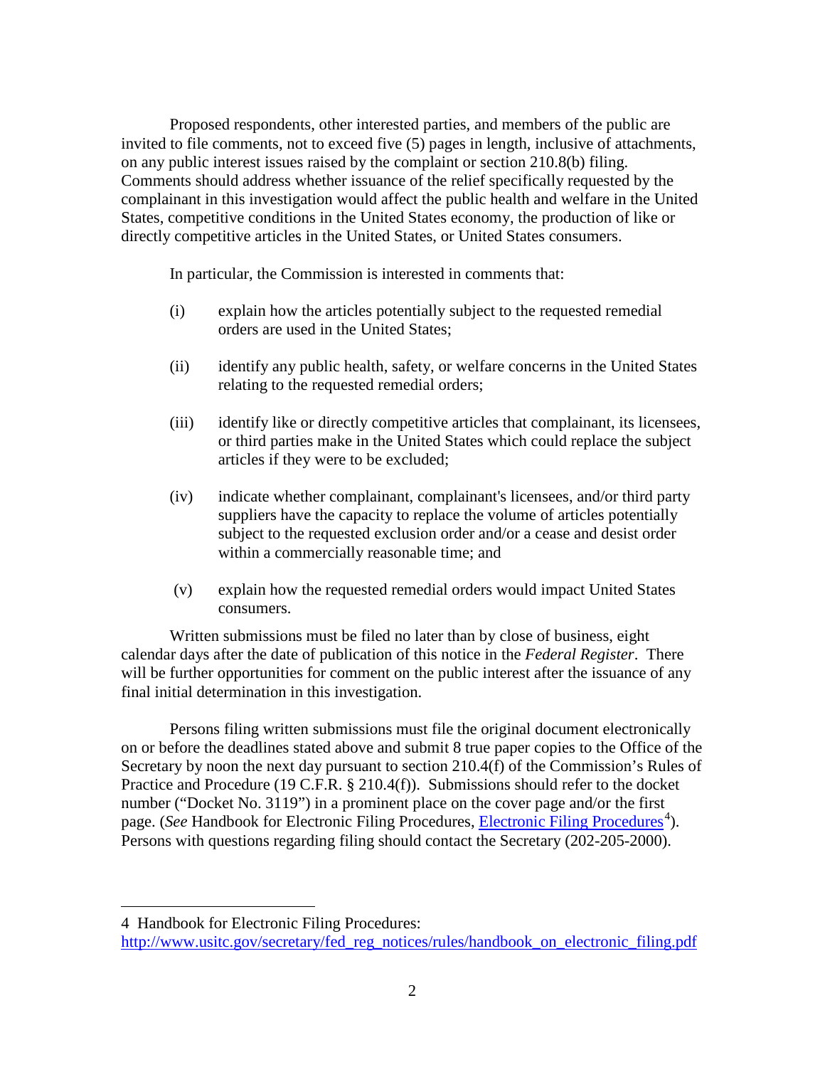Proposed respondents, other interested parties, and members of the public are invited to file comments, not to exceed five (5) pages in length, inclusive of attachments, on any public interest issues raised by the complaint or section 210.8(b) filing. Comments should address whether issuance of the relief specifically requested by the complainant in this investigation would affect the public health and welfare in the United States, competitive conditions in the United States economy, the production of like or directly competitive articles in the United States, or United States consumers.

In particular, the Commission is interested in comments that:

(i) explain how the articles potentially subject to the requested remedial orders are used in the United States;

(ii) identify any public health, safety, or welfare concerns in the United States relating to the requested remedial orders;

(iii) identify like or directly competitive articles that complainant, its licensees, or third parties make in the United States which could replace the subject articles if they were to be excluded;

(iv) indicate whether complainant, complainant's licensees, and/or third party suppliers have the capacity to replace the volume of articles potentially subject to the requested exclusion order and/or a cease and desist order within a commercially reasonable time; and

(v) explain how the requested remedial orders would impact United States consumers.

Written submissions must be filed no later than by close of business, eight calendar days after the date of publication of this notice in the *Federal Register*. There will be further opportunities for comment on the public interest after the issuance of any final initial determination in this investigation.

Persons filing written submissions must file the original document electronically on or before the deadlines stated above and submit 8 true paper copies to the Office of the Secretary by noon the next day pursuant to section 210.4(f) of the Commission's Rules of Practice and Procedure (19 C.F.R. § 210.4(f)). Submissions should refer to the docket number ("Docket No. 3119") in a prominent place on the cover page and/or the first page. (*See* Handbook for Electronic Filing Procedures, [Electronic Filing Procedures](http://www.usitc.gov/secretary/fed_reg_notices/rules/handbook_on_electronic_filing.pdf)[4]). Persons with questions regarding filing should contact the Secretary (202-205-2000).

---

4 Handbook for Electronic Filing Procedures: http://www.usitc.gov/secretary/fed_reg_notices/rules/handbook_on_electronic_filing.pdf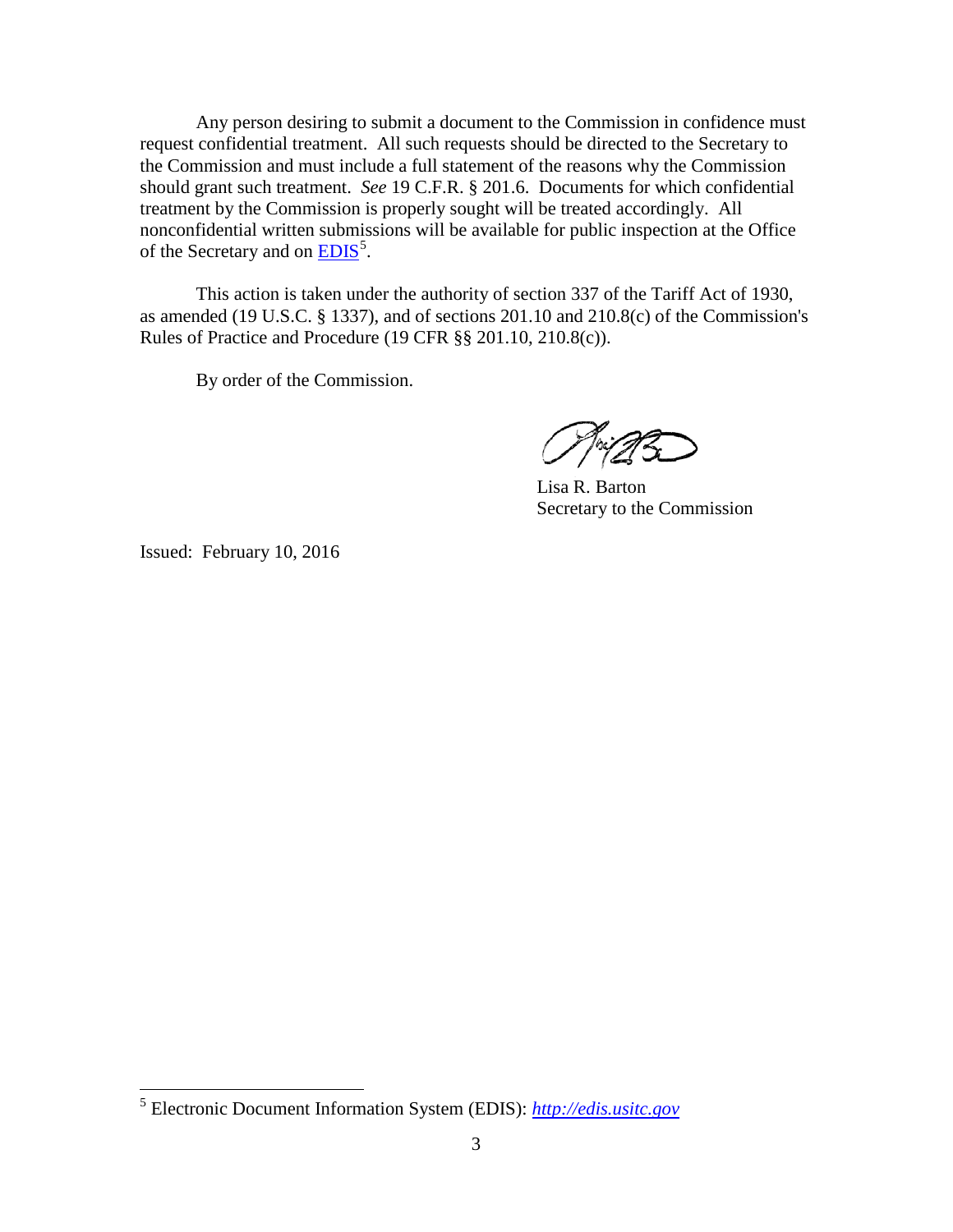Any person desiring to submit a document to the Commission in confidence must request confidential treatment. All such requests should be directed to the Secretary to the Commission and must include a full statement of the reasons why the Commission should grant such treatment. *See* 19 C.F.R. § 201.6. Documents for which confidential treatment by the Commission is properly sought will be treated accordingly. All nonconfidential written submissions will be available for public inspection at the Office of the Secretary and on EDIS[5].

This action is taken under the authority of section 337 of the Tariff Act of 1930, as amended (19 U.S.C. § 1337), and of sections 201.10 and 210.8(c) of the Commission's Rules of Practice and Procedure (19 CFR §§ 201.10, 210.8(c)).

By order of the Commission.

Lisa R. Barton
Secretary to the Commission

Issued: February 10, 2016

---

[5] Electronic Document Information System (EDIS): *http://edis.usitc.gov*